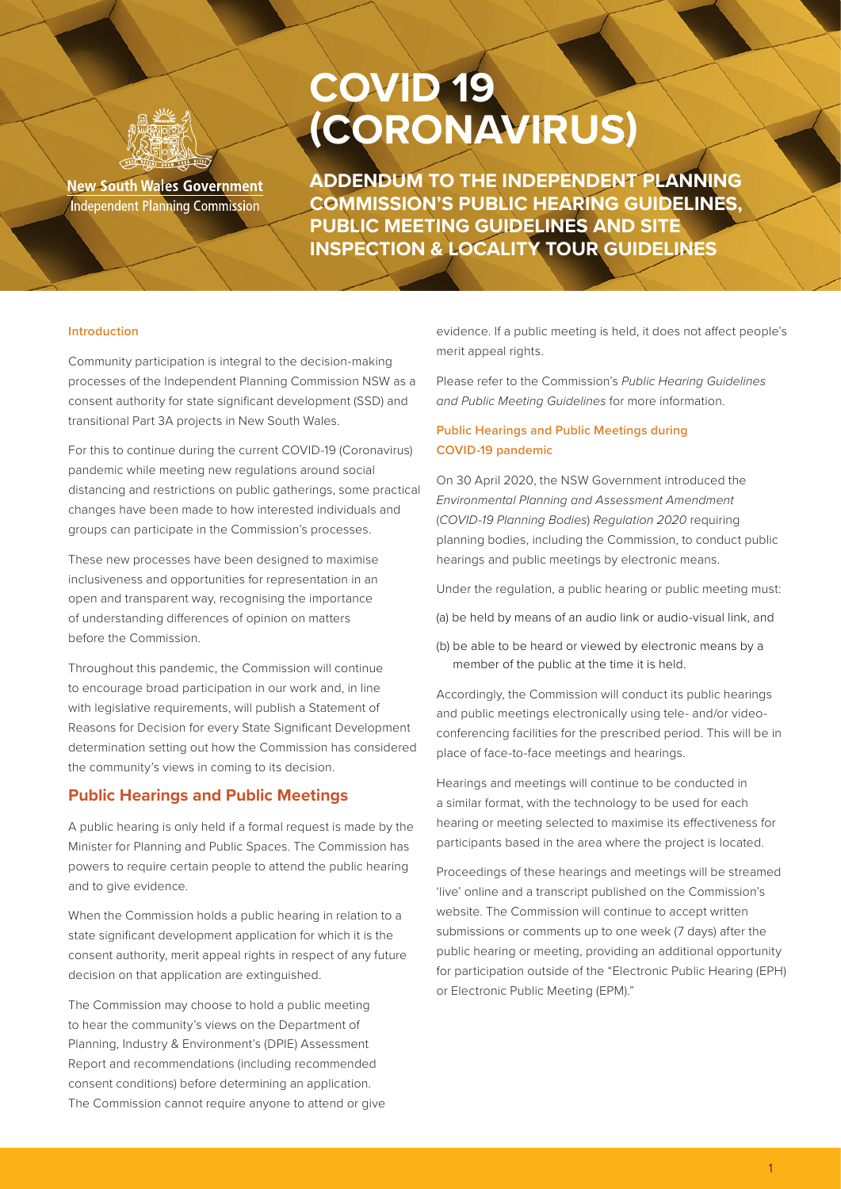New South Wales Government
Independent Planning Commission

# COVID 19 (CORONAVIRUS)

## ADDENDUM TO THE INDEPENDENT PLANNING COMMISSION'S PUBLIC HEARING GUIDELINES, PUBLIC MEETING GUIDELINES AND SITE INSPECTION & LOCALITY TOUR GUIDELINES

#### Introduction

Community participation is integral to the decision-making processes of the Independent Planning Commission NSW as a consent authority for state significant development (SSD) and transitional Part 3A projects in New South Wales.

For this to continue during the current COVID-19 (Coronavirus) pandemic while meeting new regulations around social distancing and restrictions on public gatherings, some practical changes have been made to how interested individuals and groups can participate in the Commission's processes.

These new processes have been designed to maximise inclusiveness and opportunities for representation in an open and transparent way, recognising the importance of understanding differences of opinion on matters before the Commission.

Throughout this pandemic, the Commission will continue to encourage broad participation in our work and, in line with legislative requirements, will publish a Statement of Reasons for Decision for every State Significant Development determination setting out how the Commission has considered the community's views in coming to its decision.

## Public Hearings and Public Meetings

A public hearing is only held if a formal request is made by the Minister for Planning and Public Spaces. The Commission has powers to require certain people to attend the public hearing and to give evidence.

When the Commission holds a public hearing in relation to a state significant development application for which it is the consent authority, merit appeal rights in respect of any future decision on that application are extinguished.

The Commission may choose to hold a public meeting to hear the community's views on the Department of Planning, Industry & Environment's (DPIE) Assessment Report and recommendations (including recommended consent conditions) before determining an application. The Commission cannot require anyone to attend or give evidence. If a public meeting is held, it does not affect people's merit appeal rights.

Please refer to the Commission's *Public Hearing Guidelines and Public Meeting Guidelines* for more information.

#### Public Hearings and Public Meetings during COVID-19 pandemic

On 30 April 2020, the NSW Government introduced the *Environmental Planning and Assessment Amendment* (*COVID-19 Planning Bodies*) *Regulation 2020* requiring planning bodies, including the Commission, to conduct public hearings and public meetings by electronic means.

Under the regulation, a public hearing or public meeting must:

(a) be held by means of an audio link or audio-visual link, and

(b) be able to be heard or viewed by electronic means by a member of the public at the time it is held.

Accordingly, the Commission will conduct its public hearings and public meetings electronically using tele- and/or video-conferencing facilities for the prescribed period. This will be in place of face-to-face meetings and hearings.

Hearings and meetings will continue to be conducted in a similar format, with the technology to be used for each hearing or meeting selected to maximise its effectiveness for participants based in the area where the project is located.

Proceedings of these hearings and meetings will be streamed 'live' online and a transcript published on the Commission's website. The Commission will continue to accept written submissions or comments up to one week (7 days) after the public hearing or meeting, providing an additional opportunity for participation outside of the "Electronic Public Hearing (EPH) or Electronic Public Meeting (EPM)."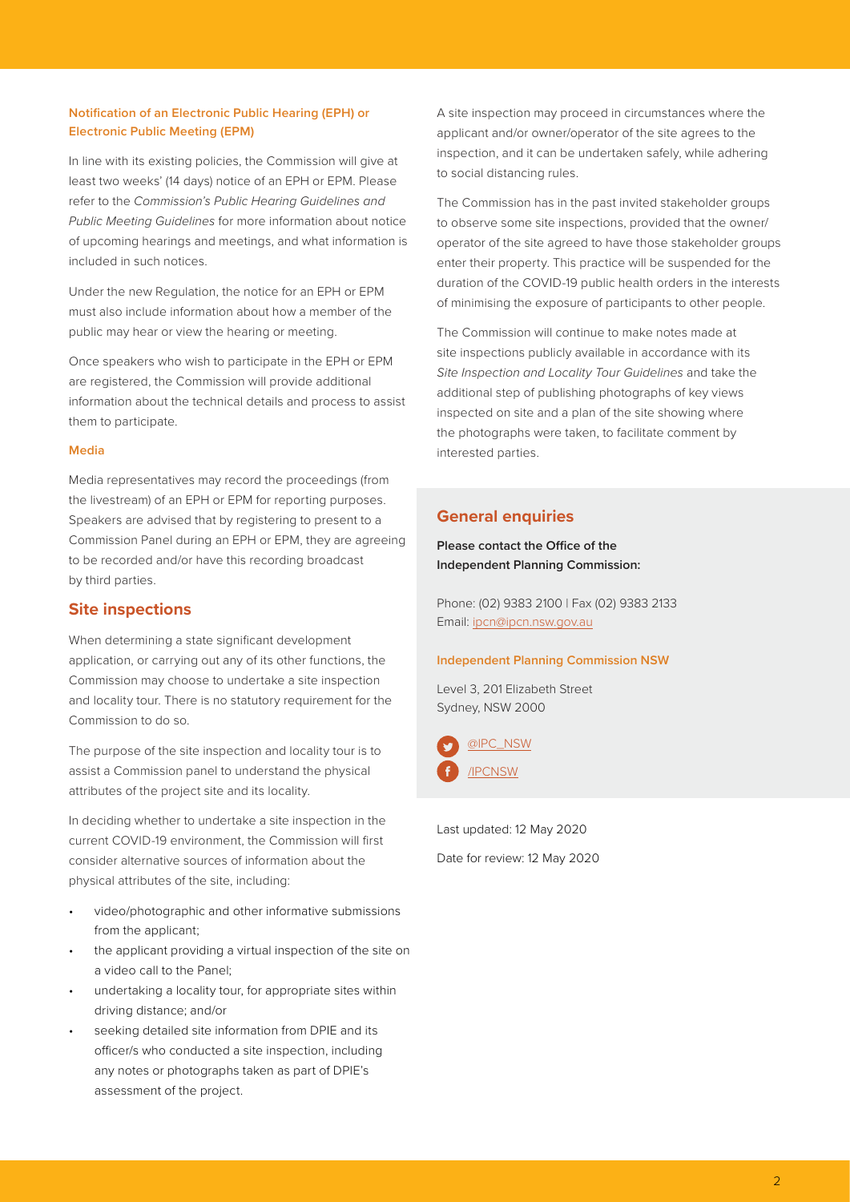### Notification of an Electronic Public Hearing (EPH) or Electronic Public Meeting (EPM)

In line with its existing policies, the Commission will give at least two weeks' (14 days) notice of an EPH or EPM. Please refer to the *Commission's Public Hearing Guidelines and Public Meeting Guidelines* for more information about notice of upcoming hearings and meetings, and what information is included in such notices.

Under the new Regulation, the notice for an EPH or EPM must also include information about how a member of the public may hear or view the hearing or meeting.

Once speakers who wish to participate in the EPH or EPM are registered, the Commission will provide additional information about the technical details and process to assist them to participate.

### Media

Media representatives may record the proceedings (from the livestream) of an EPH or EPM for reporting purposes. Speakers are advised that by registering to present to a Commission Panel during an EPH or EPM, they are agreeing to be recorded and/or have this recording broadcast by third parties.

## Site inspections

When determining a state significant development application, or carrying out any of its other functions, the Commission may choose to undertake a site inspection and locality tour. There is no statutory requirement for the Commission to do so.

The purpose of the site inspection and locality tour is to assist a Commission panel to understand the physical attributes of the project site and its locality.

In deciding whether to undertake a site inspection in the current COVID-19 environment, the Commission will first consider alternative sources of information about the physical attributes of the site, including:

- video/photographic and other informative submissions from the applicant;
- the applicant providing a virtual inspection of the site on a video call to the Panel;
- undertaking a locality tour, for appropriate sites within driving distance; and/or
- seeking detailed site information from DPIE and its officer/s who conducted a site inspection, including any notes or photographs taken as part of DPIE's assessment of the project.

A site inspection may proceed in circumstances where the applicant and/or owner/operator of the site agrees to the inspection, and it can be undertaken safely, while adhering to social distancing rules.

The Commission has in the past invited stakeholder groups to observe some site inspections, provided that the owner/operator of the site agreed to have those stakeholder groups enter their property. This practice will be suspended for the duration of the COVID-19 public health orders in the interests of minimising the exposure of participants to other people.

The Commission will continue to make notes made at site inspections publicly available in accordance with its *Site Inspection and Locality Tour Guidelines* and take the additional step of publishing photographs of key views inspected on site and a plan of the site showing where the photographs were taken, to facilitate comment by interested parties.

## General enquiries

**Please contact the Office of the Independent Planning Commission:**

Phone: (02) 9383 2100 | Fax (02) 9383 2133
Email: ipcn@ipcn.nsw.gov.au

### Independent Planning Commission NSW

Level 3, 201 Elizabeth Street
Sydney, NSW 2000

@IPC_NSW
/IPCNSW

Last updated: 12 May 2020

Date for review: 12 May 2020